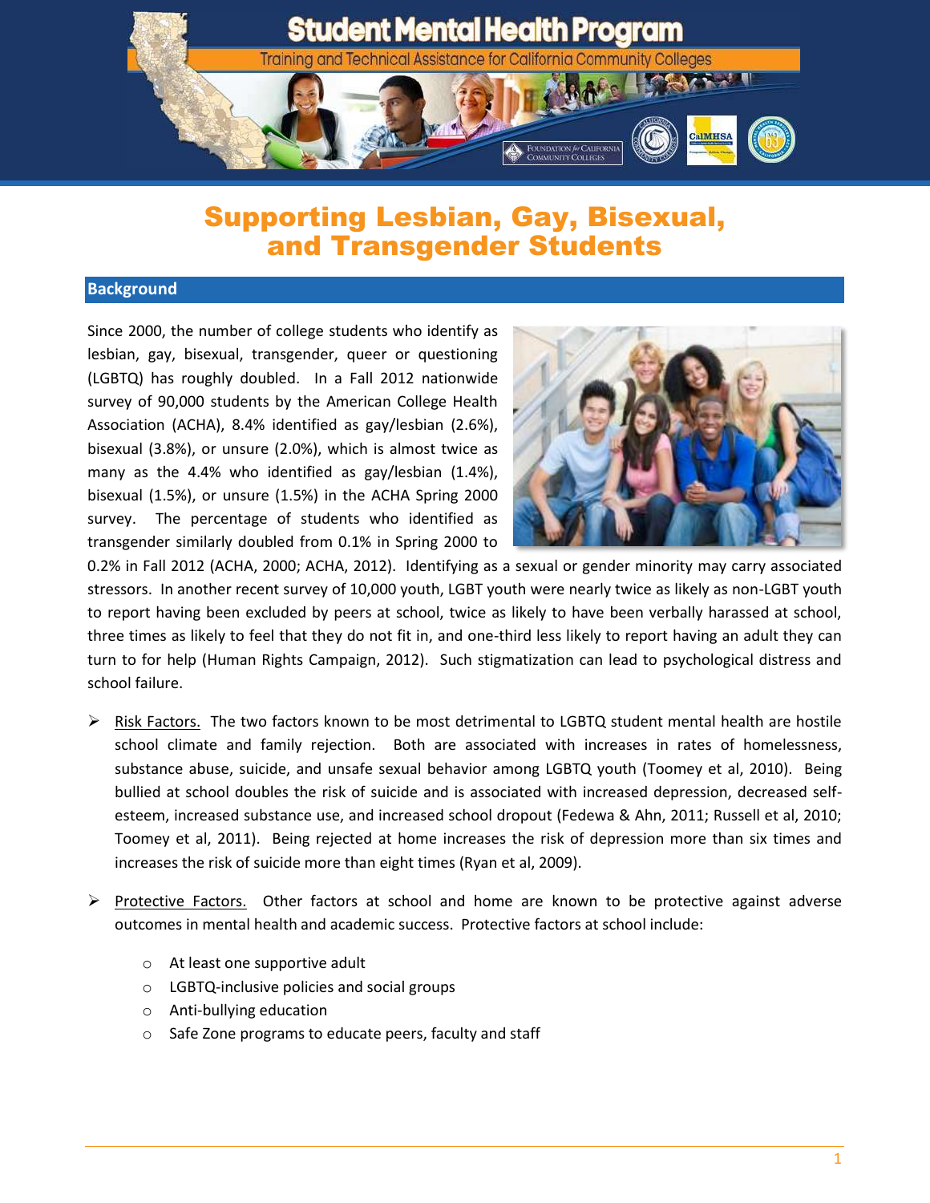# Supporting Lesbian, Gay, Bisexual, and Transgender Students

## Background

Since 2000, the number of college students who identify as lesbian, gay, bisexual, transgender, queer or questioning (LGBTQ) has roughly doubled. In a Fall 2012 nationwide survey of 90,000 students by the American College Health Association (ACHA), 8.4% identified as gay/lesbian (2.6%), bisexual (3.8%), or unsure (2.0%), which is almost twice as many as the 4.4% who identified as gay/lesbian (1.4%), bisexual (1.5%), or unsure (1.5%) in the ACHA Spring 2000 survey. The percentage of students who identified as transgender similarly doubled from 0.1% in Spring 2000 to 0.2% in Fall 2012 (ACHA, 2000; ACHA, 2012). Identifying as a sexual or gender minority may carry associated stressors. In another recent survey of 10,000 youth, LGBT youth were nearly twice as likely as non-LGBT youth to report having been excluded by peers at school, twice as likely to have been verbally harassed at school, three times as likely to feel that they do not fit in, and one-third less likely to report having an adult they can turn to for help (Human Rights Campaign, 2012). Such stigmatization can lead to psychological distress and school failure.

- Risk Factors. The two factors known to be most detrimental to LGBTQ student mental health are hostile school climate and family rejection. Both are associated with increases in rates of homelessness, substance abuse, suicide, and unsafe sexual behavior among LGBTQ youth (Toomey et al, 2010). Being bullied at school doubles the risk of suicide and is associated with increased depression, decreased self-esteem, increased substance use, and increased school dropout (Fedewa & Ahn, 2011; Russell et al, 2010; Toomey et al, 2011). Being rejected at home increases the risk of depression more than six times and increases the risk of suicide more than eight times (Ryan et al, 2009).

- Protective Factors. Other factors at school and home are known to be protective against adverse outcomes in mental health and academic success. Protective factors at school include:
  - At least one supportive adult
  - LGBTQ-inclusive policies and social groups
  - Anti-bullying education
  - Safe Zone programs to educate peers, faculty and staff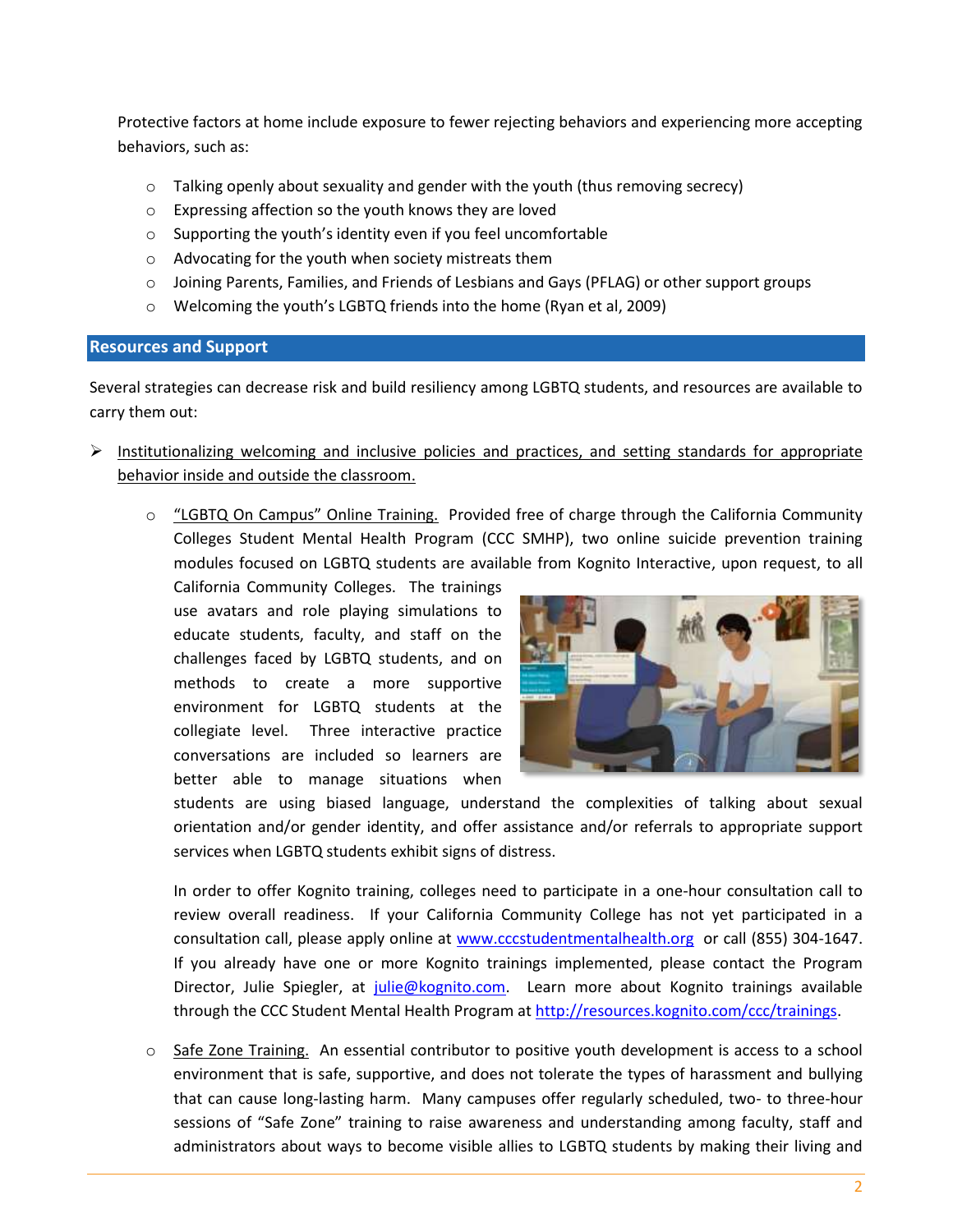Protective factors at home include exposure to fewer rejecting behaviors and experiencing more accepting behaviors, such as:

- Talking openly about sexuality and gender with the youth (thus removing secrecy)
- Expressing affection so the youth knows they are loved
- Supporting the youth's identity even if you feel uncomfortable
- Advocating for the youth when society mistreats them
- Joining Parents, Families, and Friends of Lesbians and Gays (PFLAG) or other support groups
- Welcoming the youth's LGBTQ friends into the home (Ryan et al, 2009)

## Resources and Support

Several strategies can decrease risk and build resiliency among LGBTQ students, and resources are available to carry them out:

- Institutionalizing welcoming and inclusive policies and practices, and setting standards for appropriate behavior inside and outside the classroom.

  - "LGBTQ On Campus" Online Training. Provided free of charge through the California Community Colleges Student Mental Health Program (CCC SMHP), two online suicide prevention training modules focused on LGBTQ students are available from Kognito Interactive, upon request, to all California Community Colleges. The trainings use avatars and role playing simulations to educate students, faculty, and staff on the challenges faced by LGBTQ students, and on methods to create a more supportive environment for LGBTQ students at the collegiate level. Three interactive practice conversations are included so learners are better able to manage situations when students are using biased language, understand the complexities of talking about sexual orientation and/or gender identity, and offer assistance and/or referrals to appropriate support services when LGBTQ students exhibit signs of distress.

    In order to offer Kognito training, colleges need to participate in a one-hour consultation call to review overall readiness. If your California Community College has not yet participated in a consultation call, please apply online at www.cccstudentmentalhealth.org or call (855) 304-1647. If you already have one or more Kognito trainings implemented, please contact the Program Director, Julie Spiegler, at julie@kognito.com. Learn more about Kognito trainings available through the CCC Student Mental Health Program at http://resources.kognito.com/ccc/trainings.

  - Safe Zone Training. An essential contributor to positive youth development is access to a school environment that is safe, supportive, and does not tolerate the types of harassment and bullying that can cause long-lasting harm. Many campuses offer regularly scheduled, two- to three-hour sessions of "Safe Zone" training to raise awareness and understanding among faculty, staff and administrators about ways to become visible allies to LGBTQ students by making their living and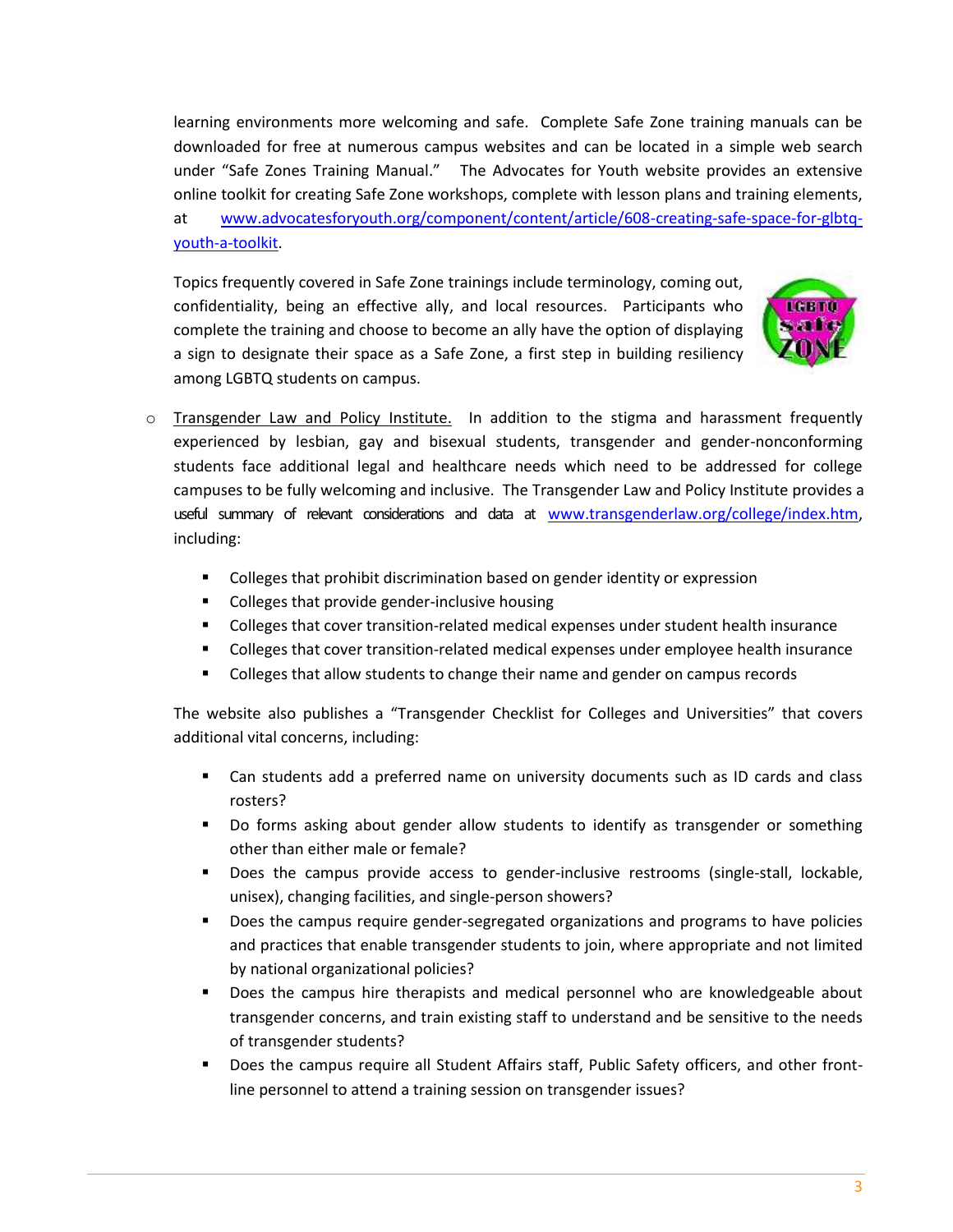learning environments more welcoming and safe. Complete Safe Zone training manuals can be downloaded for free at numerous campus websites and can be located in a simple web search under "Safe Zones Training Manual." The Advocates for Youth website provides an extensive online toolkit for creating Safe Zone workshops, complete with lesson plans and training elements, at www.advocatesforyouth.org/component/content/article/608-creating-safe-space-for-glbtq-youth-a-toolkit.

Topics frequently covered in Safe Zone trainings include terminology, coming out, confidentiality, being an effective ally, and local resources. Participants who complete the training and choose to become an ally have the option of displaying a sign to designate their space as a Safe Zone, a first step in building resiliency among LGBTQ students on campus.

- Transgender Law and Policy Institute. In addition to the stigma and harassment frequently experienced by lesbian, gay and bisexual students, transgender and gender-nonconforming students face additional legal and healthcare needs which need to be addressed for college campuses to be fully welcoming and inclusive. The Transgender Law and Policy Institute provides a useful summary of relevant considerations and data at www.transgenderlaw.org/college/index.htm, including:

  - Colleges that prohibit discrimination based on gender identity or expression
  - Colleges that provide gender-inclusive housing
  - Colleges that cover transition-related medical expenses under student health insurance
  - Colleges that cover transition-related medical expenses under employee health insurance
  - Colleges that allow students to change their name and gender on campus records

  The website also publishes a "Transgender Checklist for Colleges and Universities" that covers additional vital concerns, including:

  - Can students add a preferred name on university documents such as ID cards and class rosters?
  - Do forms asking about gender allow students to identify as transgender or something other than either male or female?
  - Does the campus provide access to gender-inclusive restrooms (single-stall, lockable, unisex), changing facilities, and single-person showers?
  - Does the campus require gender-segregated organizations and programs to have policies and practices that enable transgender students to join, where appropriate and not limited by national organizational policies?
  - Does the campus hire therapists and medical personnel who are knowledgeable about transgender concerns, and train existing staff to understand and be sensitive to the needs of transgender students?
  - Does the campus require all Student Affairs staff, Public Safety officers, and other front-line personnel to attend a training session on transgender issues?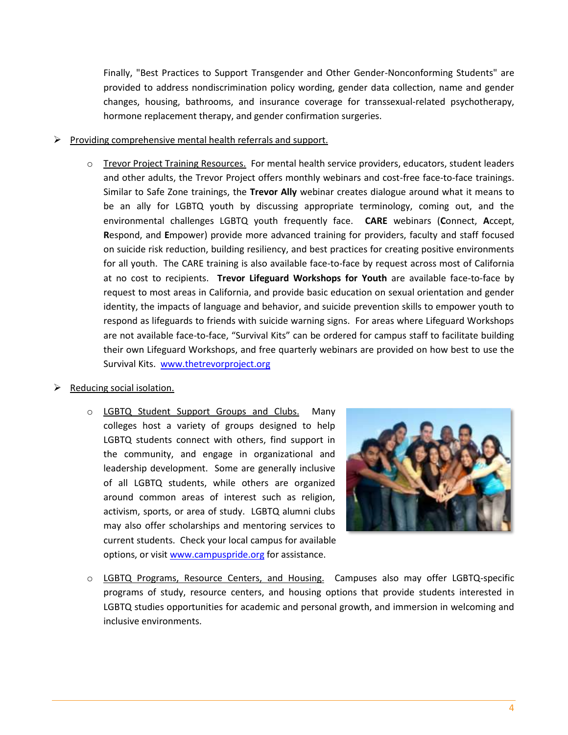Finally, "Best Practices to Support Transgender and Other Gender-Nonconforming Students" are provided to address nondiscrimination policy wording, gender data collection, name and gender changes, housing, bathrooms, and insurance coverage for transsexual-related psychotherapy, hormone replacement therapy, and gender confirmation surgeries.

- Providing comprehensive mental health referrals and support.

  - Trevor Project Training Resources. For mental health service providers, educators, student leaders and other adults, the Trevor Project offers monthly webinars and cost-free face-to-face trainings. Similar to Safe Zone trainings, the **Trevor Ally** webinar creates dialogue around what it means to be an ally for LGBTQ youth by discussing appropriate terminology, coming out, and the environmental challenges LGBTQ youth frequently face. **CARE** webinars (**C**onnect, **A**ccept, **R**espond, and **E**mpower) provide more advanced training for providers, faculty and staff focused on suicide risk reduction, building resiliency, and best practices for creating positive environments for all youth. The CARE training is also available face-to-face by request across most of California at no cost to recipients. **Trevor Lifeguard Workshops for Youth** are available face-to-face by request to most areas in California, and provide basic education on sexual orientation and gender identity, the impacts of language and behavior, and suicide prevention skills to empower youth to respond as lifeguards to friends with suicide warning signs. For areas where Lifeguard Workshops are not available face-to-face, "Survival Kits" can be ordered for campus staff to facilitate building their own Lifeguard Workshops, and free quarterly webinars are provided on how best to use the Survival Kits. www.thetrevorproject.org

- Reducing social isolation.

  - LGBTQ Student Support Groups and Clubs. Many colleges host a variety of groups designed to help LGBTQ students connect with others, find support in the community, and engage in organizational and leadership development. Some are generally inclusive of all LGBTQ students, while others are organized around common areas of interest such as religion, activism, sports, or area of study. LGBTQ alumni clubs may also offer scholarships and mentoring services to current students. Check your local campus for available options, or visit www.campuspride.org for assistance.

  - LGBTQ Programs, Resource Centers, and Housing. Campuses also may offer LGBTQ-specific programs of study, resource centers, and housing options that provide students interested in LGBTQ studies opportunities for academic and personal growth, and immersion in welcoming and inclusive environments.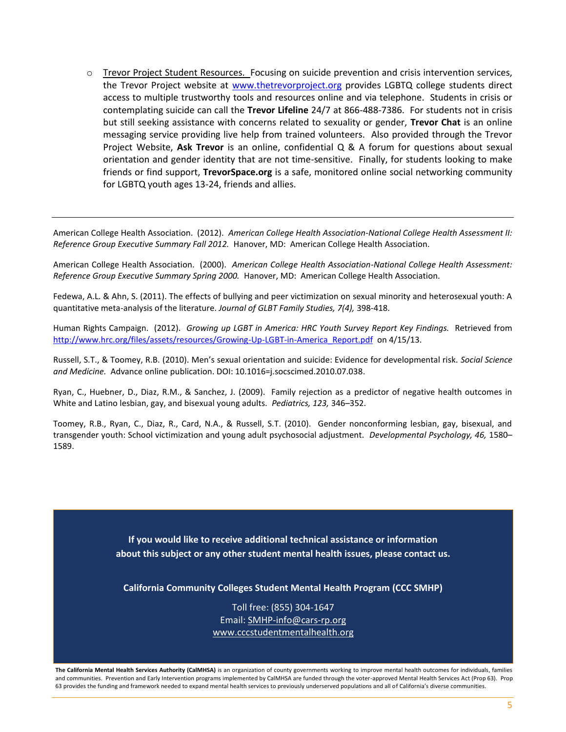- Trevor Project Student Resources. Focusing on suicide prevention and crisis intervention services, the Trevor Project website at www.thetrevorproject.org provides LGBTQ college students direct access to multiple trustworthy tools and resources online and via telephone. Students in crisis or contemplating suicide can call the **Trevor Lifeline** 24/7 at 866-488-7386. For students not in crisis but still seeking assistance with concerns related to sexuality or gender, **Trevor Chat** is an online messaging service providing live help from trained volunteers. Also provided through the Trevor Project Website, **Ask Trevor** is an online, confidential Q & A forum for questions about sexual orientation and gender identity that are not time-sensitive. Finally, for students looking to make friends or find support, **TrevorSpace.org** is a safe, monitored online social networking community for LGBTQ youth ages 13-24, friends and allies.

---

American College Health Association. (2012). *American College Health Association-National College Health Assessment II: Reference Group Executive Summary Fall 2012.* Hanover, MD: American College Health Association.

American College Health Association. (2000). *American College Health Association-National College Health Assessment: Reference Group Executive Summary Spring 2000.* Hanover, MD: American College Health Association.

Fedewa, A.L. & Ahn, S. (2011). The effects of bullying and peer victimization on sexual minority and heterosexual youth: A quantitative meta-analysis of the literature. *Journal of GLBT Family Studies, 7(4),* 398-418.

Human Rights Campaign. (2012). *Growing up LGBT in America: HRC Youth Survey Report Key Findings.* Retrieved from http://www.hrc.org/files/assets/resources/Growing-Up-LGBT-in-America_Report.pdf on 4/15/13.

Russell, S.T., & Toomey, R.B. (2010). Men's sexual orientation and suicide: Evidence for developmental risk. *Social Science and Medicine.* Advance online publication. DOI: 10.1016=j.socscimed.2010.07.038.

Ryan, C., Huebner, D., Diaz, R.M., & Sanchez, J. (2009). Family rejection as a predictor of negative health outcomes in White and Latino lesbian, gay, and bisexual young adults. *Pediatrics, 123,* 346–352.

Toomey, R.B., Ryan, C., Diaz, R., Card, N.A., & Russell, S.T. (2010). Gender nonconforming lesbian, gay, bisexual, and transgender youth: School victimization and young adult psychosocial adjustment. *Developmental Psychology, 46,* 1580–1589.

**If you would like to receive additional technical assistance or information about this subject or any other student mental health issues, please contact us.**

**California Community Colleges Student Mental Health Program (CCC SMHP)**

Toll free: (855) 304-1647
Email: SMHP-info@cars-rp.org
www.cccstudentmentalhealth.org

**The California Mental Health Services Authority (CalMHSA)** is an organization of county governments working to improve mental health outcomes for individuals, families and communities. Prevention and Early Intervention programs implemented by CalMHSA are funded through the voter-approved Mental Health Services Act (Prop 63). Prop 63 provides the funding and framework needed to expand mental health services to previously underserved populations and all of California's diverse communities.